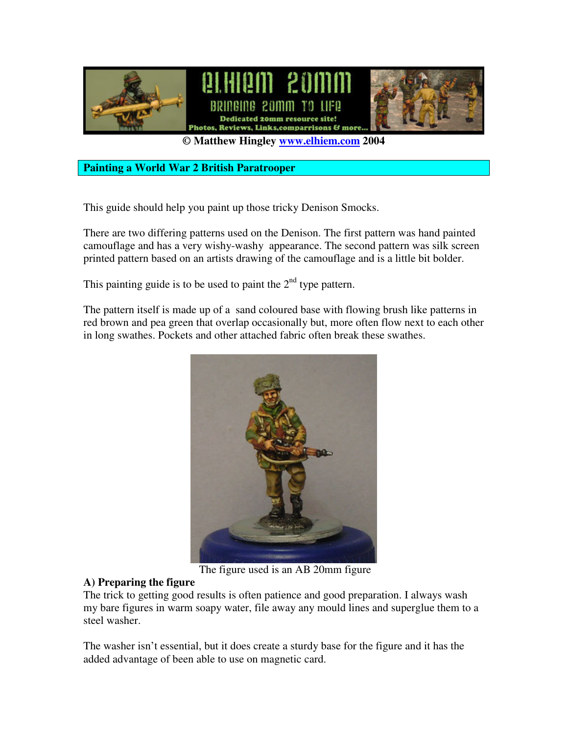© Matthew Hingley www.elhiem.com 2004

## Painting a World War 2 British Paratrooper

This guide should help you paint up those tricky Denison Smocks.

There are two differing patterns used on the Denison. The first pattern was hand painted camouflage and has a very wishy-washy appearance. The second pattern was silk screen printed pattern based on an artists drawing of the camouflage and is a little bit bolder.

This painting guide is to be used to paint the 2nd type pattern.

The pattern itself is made up of a sand coloured base with flowing brush like patterns in red brown and pea green that overlap occasionally but, more often flow next to each other in long swathes. Pockets and other attached fabric often break these swathes.

The figure used is an AB 20mm figure

### A) Preparing the figure

The trick to getting good results is often patience and good preparation. I always wash my bare figures in warm soapy water, file away any mould lines and superglue them to a steel washer.

The washer isn't essential, but it does create a sturdy base for the figure and it has the added advantage of been able to use on magnetic card.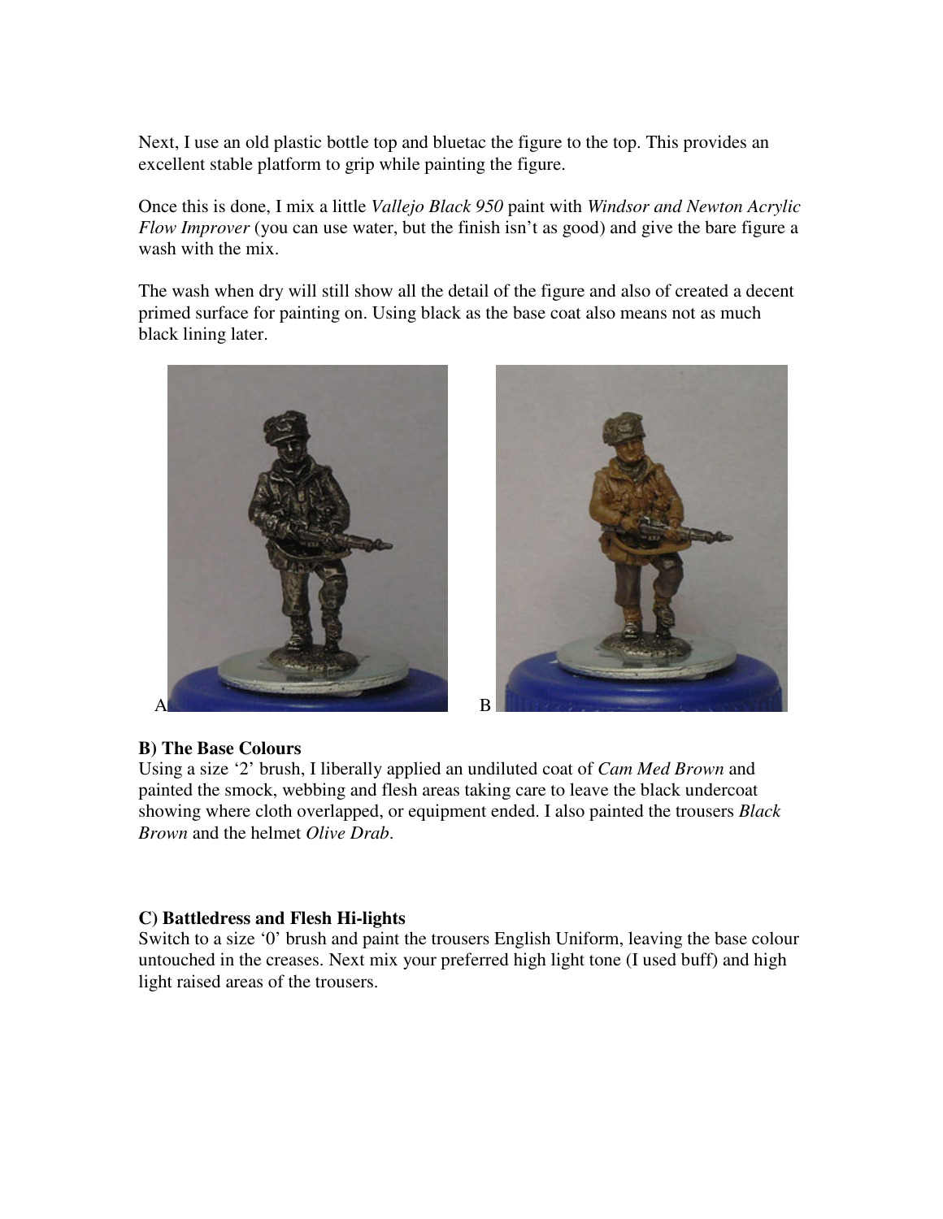Next, I use an old plastic bottle top and bluetac the figure to the top. This provides an excellent stable platform to grip while painting the figure.

Once this is done, I mix a little *Vallejo Black 950* paint with *Windsor and Newton Acrylic Flow Improver* (you can use water, but the finish isn't as good) and give the bare figure a wash with the mix.

The wash when dry will still show all the detail of the figure and also of created a decent primed surface for painting on. Using black as the base coat also means not as much black lining later.

A

B

**B) The Base Colours**
Using a size '2' brush, I liberally applied an undiluted coat of *Cam Med Brown* and painted the smock, webbing and flesh areas taking care to leave the black undercoat showing where cloth overlapped, or equipment ended. I also painted the trousers *Black Brown* and the helmet *Olive Drab*.

**C) Battledress and Flesh Hi-lights**
Switch to a size '0' brush and paint the trousers English Uniform, leaving the base colour untouched in the creases. Next mix your preferred high light tone (I used buff) and high light raised areas of the trousers.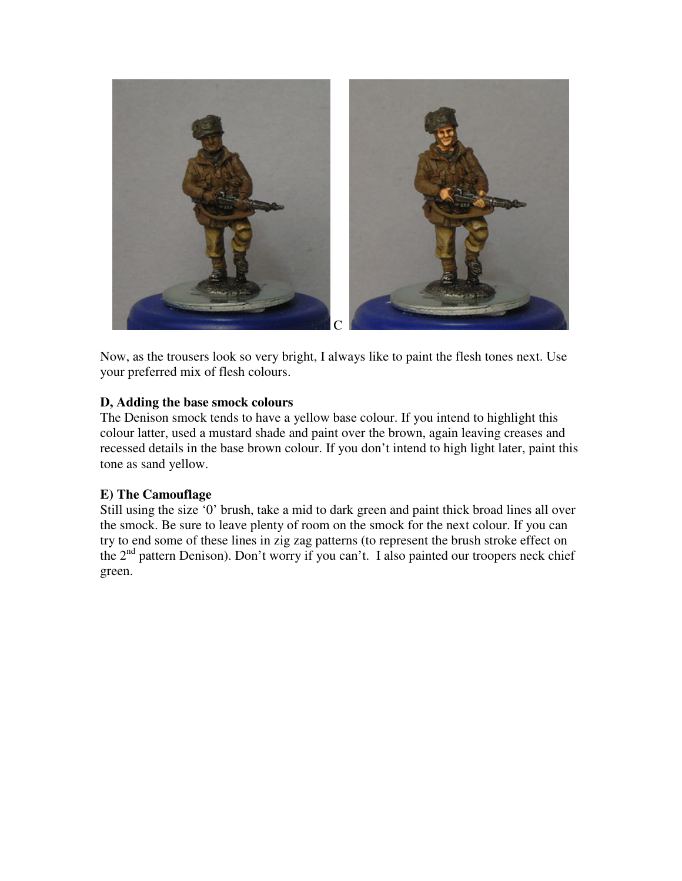C

Now, as the trousers look so very bright, I always like to paint the flesh tones next. Use your preferred mix of flesh colours.

**D, Adding the base smock colours**

The Denison smock tends to have a yellow base colour. If you intend to highlight this colour latter, used a mustard shade and paint over the brown, again leaving creases and recessed details in the base brown colour. If you don't intend to high light later, paint this tone as sand yellow.

**E) The Camouflage**

Still using the size '0' brush, take a mid to dark green and paint thick broad lines all over the smock. Be sure to leave plenty of room on the smock for the next colour. If you can try to end some of these lines in zig zag patterns (to represent the brush stroke effect on the 2nd pattern Denison). Don't worry if you can't. I also painted our troopers neck chief green.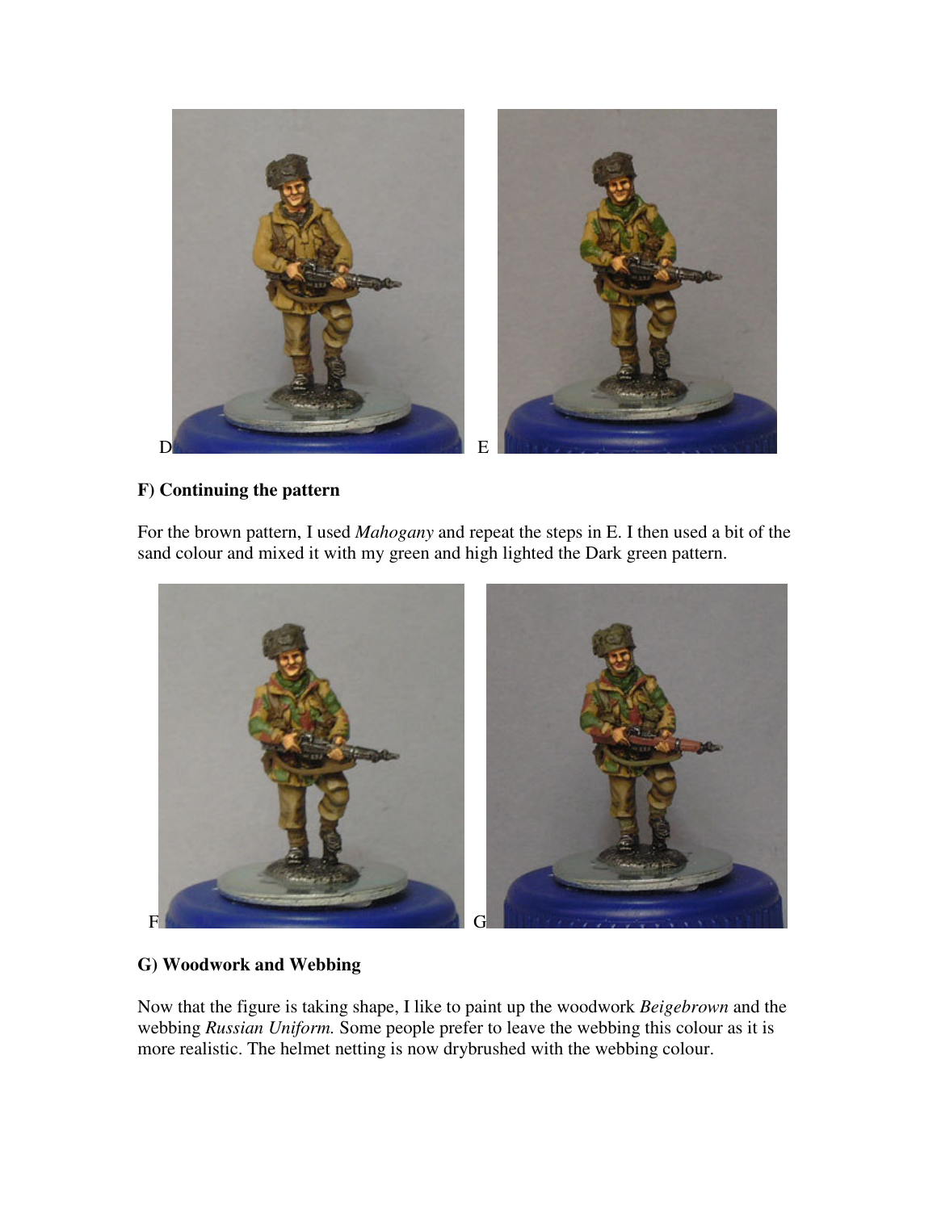D E

## F) Continuing the pattern

For the brown pattern, I used *Mahogany* and repeat the steps in E. I then used a bit of the sand colour and mixed it with my green and high lighted the Dark green pattern.

F G

## G) Woodwork and Webbing

Now that the figure is taking shape, I like to paint up the woodwork *Beigebrown* and the webbing *Russian Uniform.* Some people prefer to leave the webbing this colour as it is more realistic. The helmet netting is now drybrushed with the webbing colour.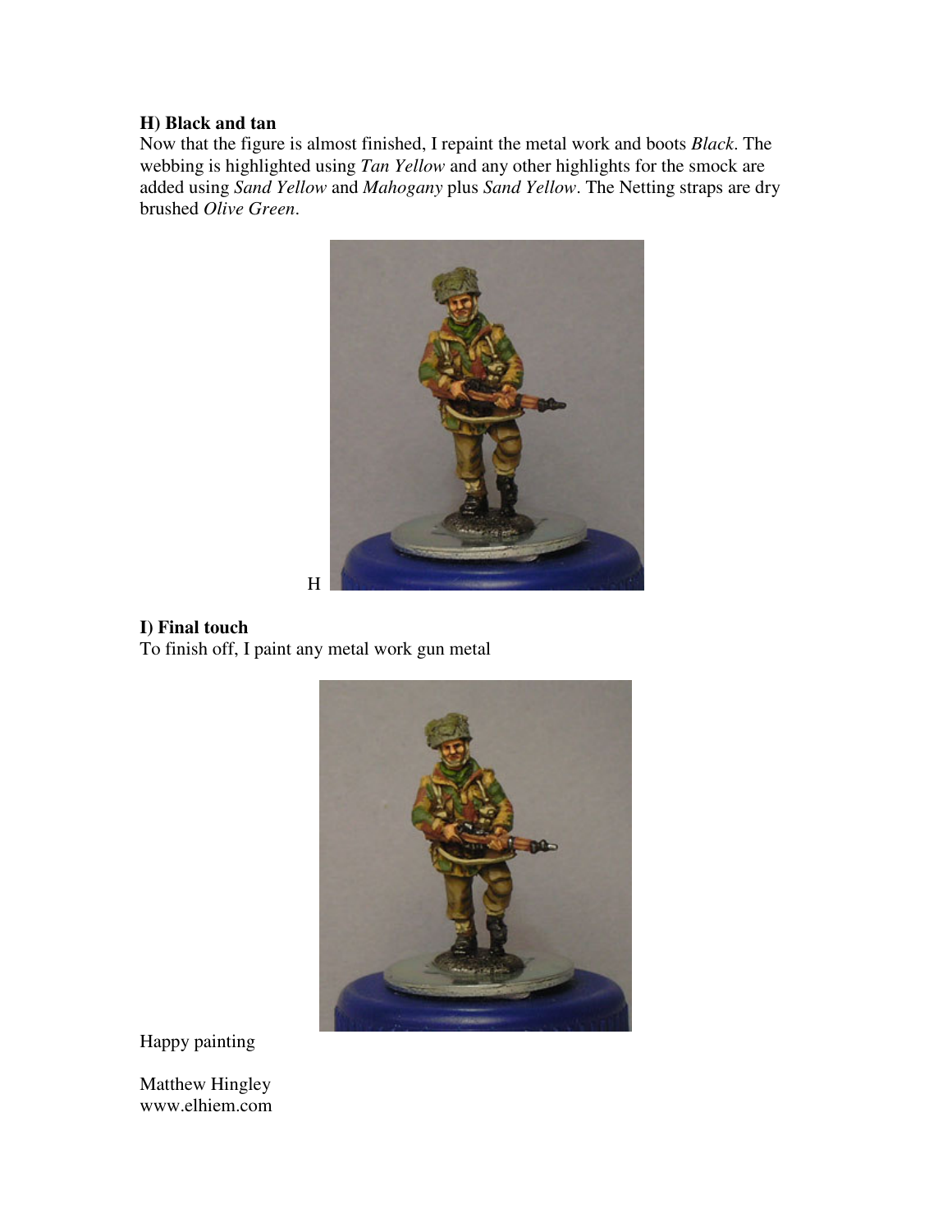**H) Black and tan**

Now that the figure is almost finished, I repaint the metal work and boots *Black*. The webbing is highlighted using *Tan Yellow* and any other highlights for the smock are added using *Sand Yellow* and *Mahogany* plus *Sand Yellow*. The Netting straps are dry brushed *Olive Green*.

H

**I) Final touch**

To finish off, I paint any metal work gun metal

Happy painting

Matthew Hingley
www.elhiem.com